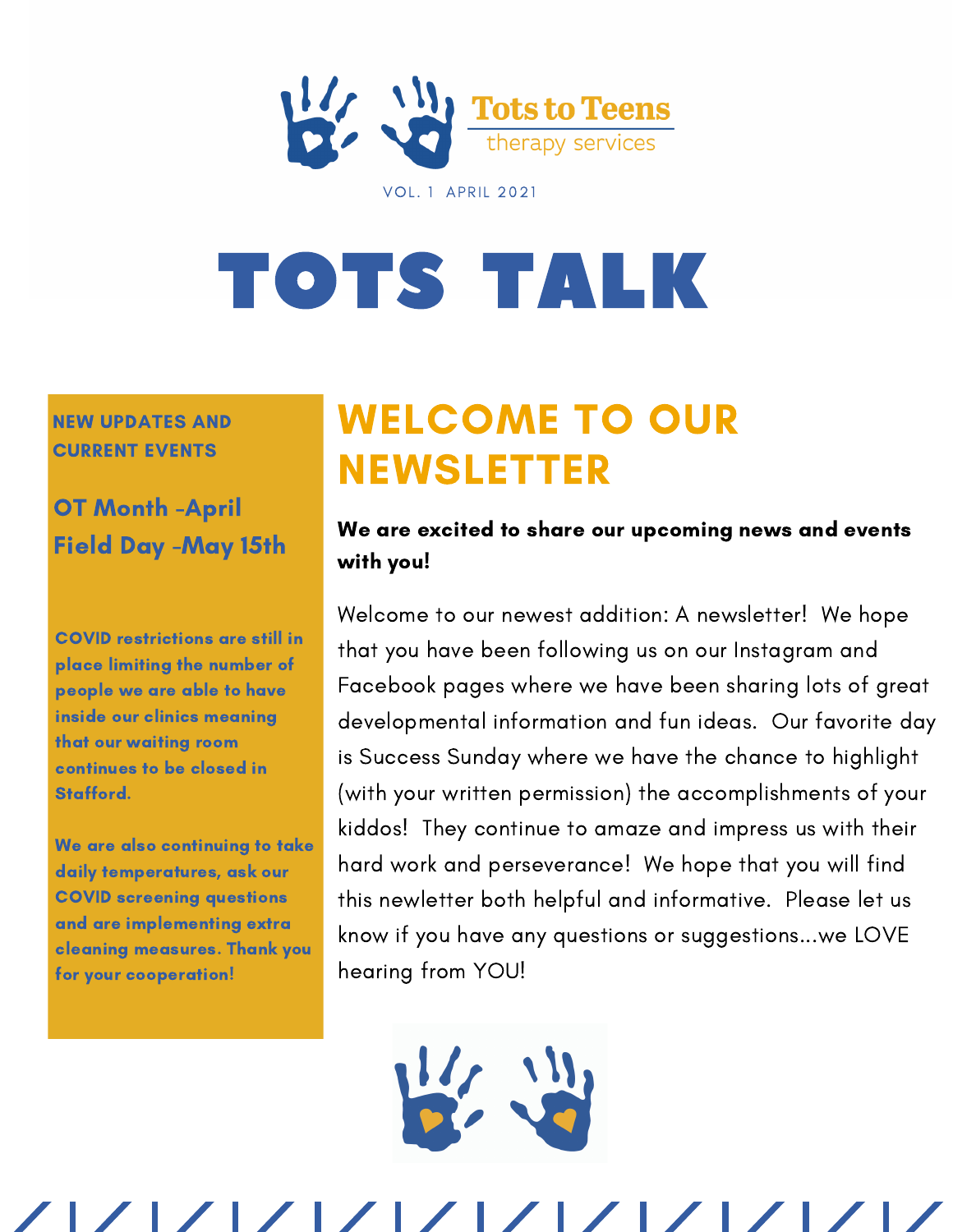Tots to Teens
therapy services

VOL. 1 APRIL 2021

# TOTS TALK

**NEW UPDATES AND CURRENT EVENTS**

**OT Month -April**
**Field Day -May 15th**

**COVID restrictions are still in place limiting the number of people we are able to have inside our clinics meaning that our waiting room continues to be closed in Stafford.**

**We are also continuing to take daily temperatures, ask our COVID screening questions and are implementing extra cleaning measures. Thank you for your cooperation!**

## WELCOME TO OUR NEWSLETTER

**We are excited to share our upcoming news and events with you!**

Welcome to our newest addition: A newsletter! We hope that you have been following us on our Instagram and Facebook pages where we have been sharing lots of great developmental information and fun ideas. Our favorite day is Success Sunday where we have the chance to highlight (with your written permission) the accomplishments of your kiddos! They continue to amaze and impress us with their hard work and perseverance! We hope that you will find this newletter both helpful and informative. Please let us know if you have any questions or suggestions...we LOVE hearing from YOU!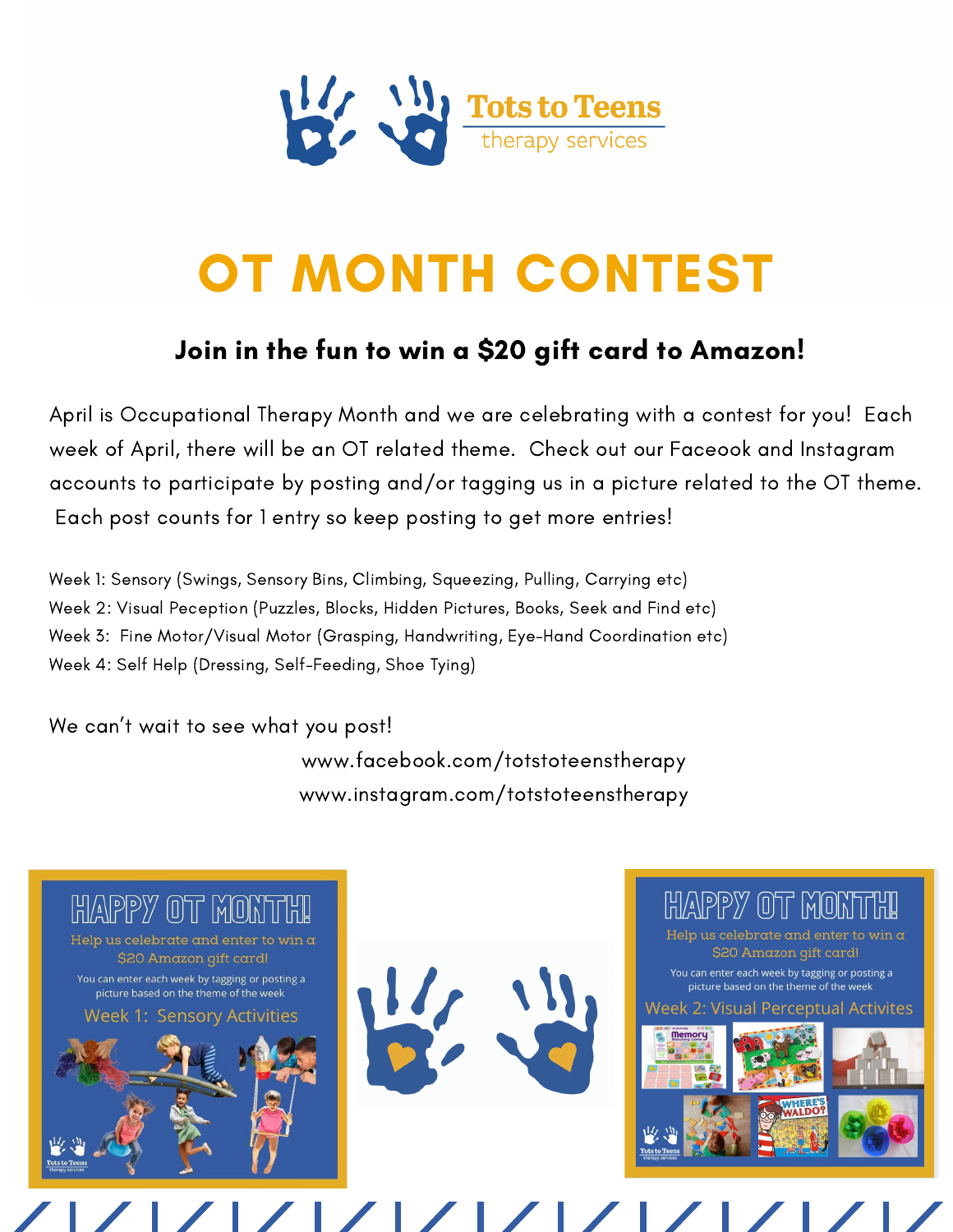Tots to Teens therapy services

# OT MONTH CONTEST

### Join in the fun to win a $20 gift card to Amazon!

April is Occupational Therapy Month and we are celebrating with a contest for you! Each week of April, there will be an OT related theme. Check out our Faceook and Instagram accounts to participate by posting and/or tagging us in a picture related to the OT theme. Each post counts for 1 entry so keep posting to get more entries!

Week 1: Sensory (Swings, Sensory Bins, Climbing, Squeezing, Pulling, Carrying etc)
Week 2: Visual Peception (Puzzles, Blocks, Hidden Pictures, Books, Seek and Find etc)
Week 3: Fine Motor/Visual Motor (Grasping, Handwriting, Eye-Hand Coordination etc)
Week 4: Self Help (Dressing, Self-Feeding, Shoe Tying)

We can't wait to see what you post!

www.facebook.com/totstoteenstherapy
www.instagram.com/totstoteenstherapy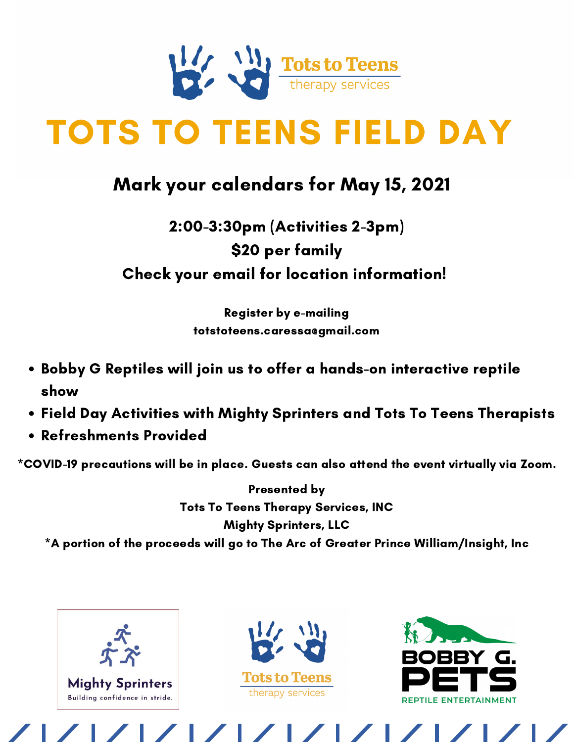Tots to Teens
therapy services

# TOTS TO TEENS FIELD DAY

## Mark your calendars for May 15, 2021

**2:00-3:30pm (Activities 2-3pm)**
**$20 per family**
**Check your email for location information!**

**Register by e-mailing**
**totstoteens.caressa@gmail.com**

- **Bobby G Reptiles will join us to offer a hands-on interactive reptile show**
- **Field Day Activities with Mighty Sprinters and Tots To Teens Therapists**
- **Refreshments Provided**

***COVID-19 precautions will be in place. Guests can also attend the event virtually via Zoom.**

**Presented by**
**Tots To Teens Therapy Services, INC**
**Mighty Sprinters, LLC**
***A portion of the proceeds will go to The Arc of Greater Prince William/Insight, Inc**

Mighty Sprinters
Building confidence in stride.

Tots to Teens
therapy services

BOBBY G. PETS
REPTILE ENTERTAINMENT